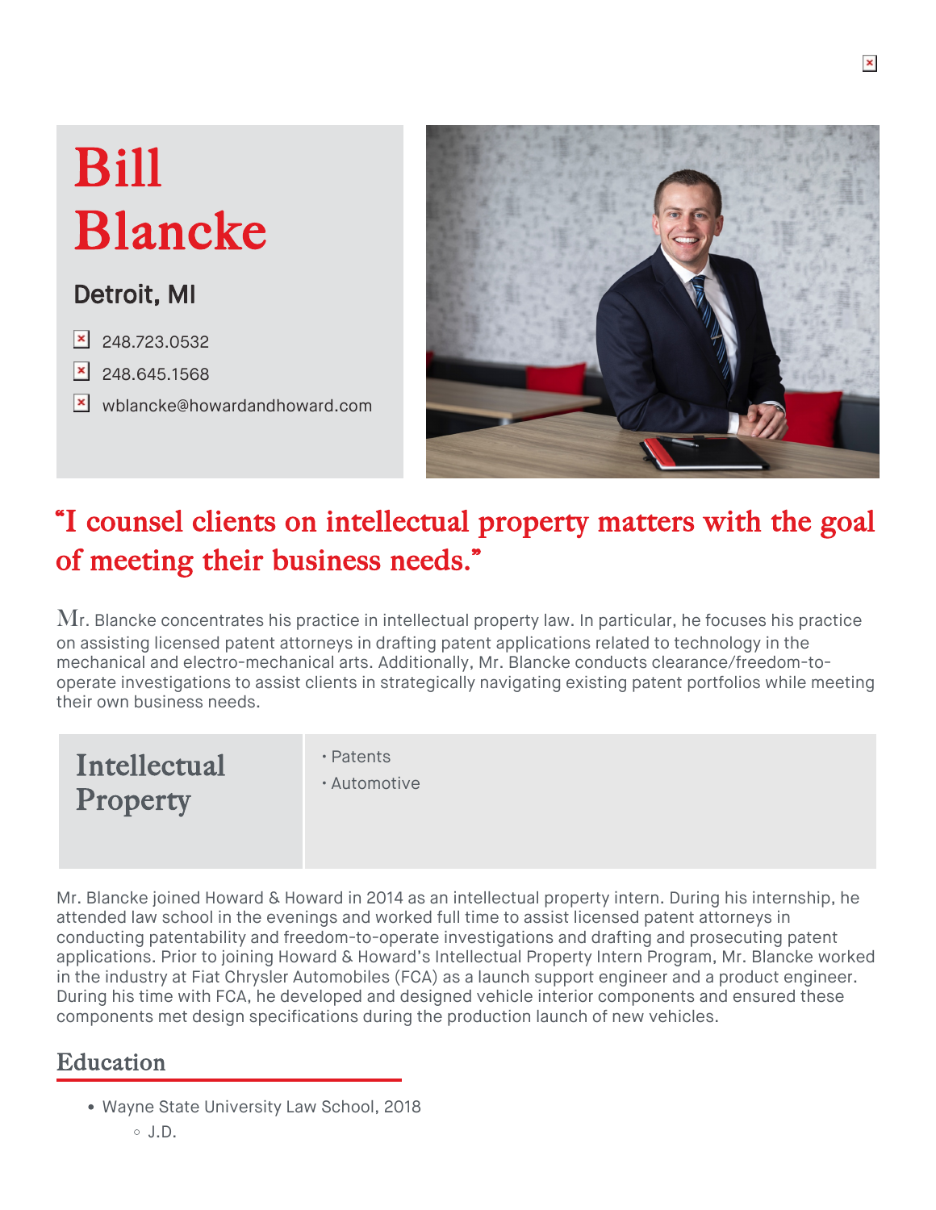# Bill Blancke

### Detroit, MI

248.723.0532

248.645.1568

wblancke@howardandhoward.com

## "I counsel clients on intellectual property matters with the goal of meeting their business needs."

Mr. Blancke concentrates his practice in intellectual property law. In particular, he focuses his practice on assisting licensed patent attorneys in drafting patent applications related to technology in the mechanical and electro-mechanical arts. Additionally, Mr. Blancke conducts clearance/freedom-to-operate investigations to assist clients in strategically navigating existing patent portfolios while meeting their own business needs.

### Intellectual Property

- Patents
- Automotive

Mr. Blancke joined Howard & Howard in 2014 as an intellectual property intern. During his internship, he attended law school in the evenings and worked full time to assist licensed patent attorneys in conducting patentability and freedom-to-operate investigations and drafting and prosecuting patent applications. Prior to joining Howard & Howard's Intellectual Property Intern Program, Mr. Blancke worked in the industry at Fiat Chrysler Automobiles (FCA) as a launch support engineer and a product engineer. During his time with FCA, he developed and designed vehicle interior components and ensured these components met design specifications during the production launch of new vehicles.

## Education

- Wayne State University Law School, 2018
  - J.D.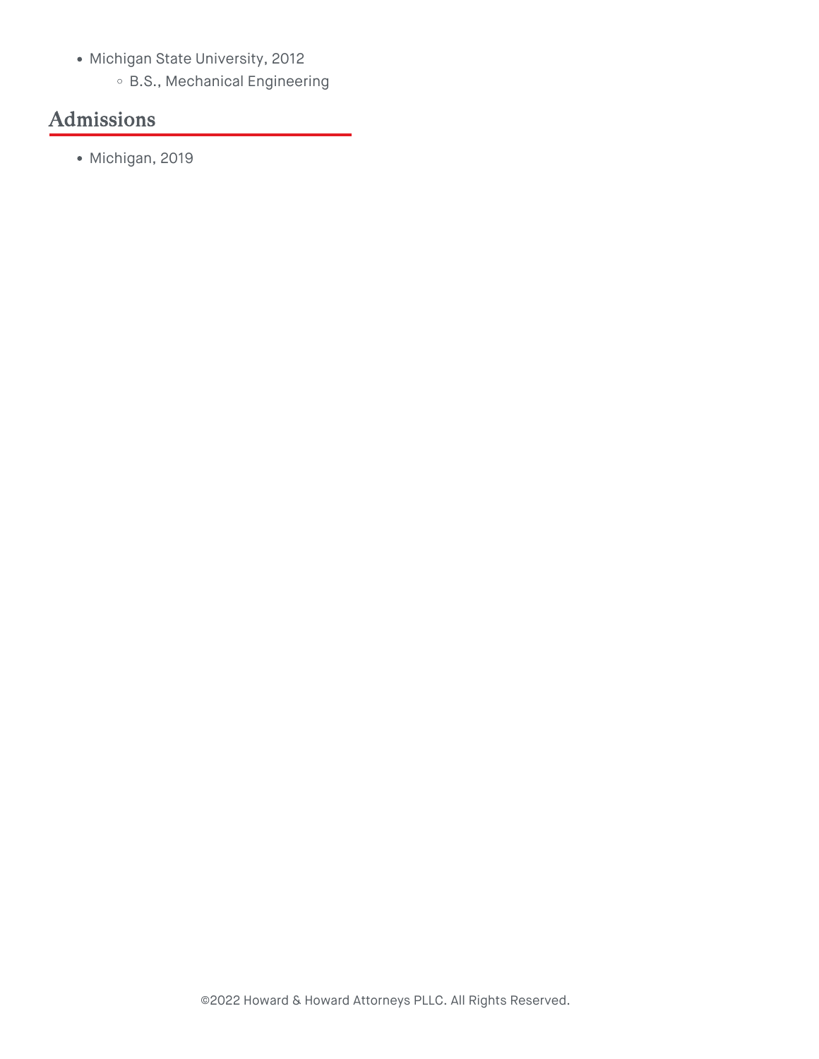- Michigan State University, 2012
    - B.S., Mechanical Engineering

## Admissions

- Michigan, 2019

©2022 Howard & Howard Attorneys PLLC. All Rights Reserved.